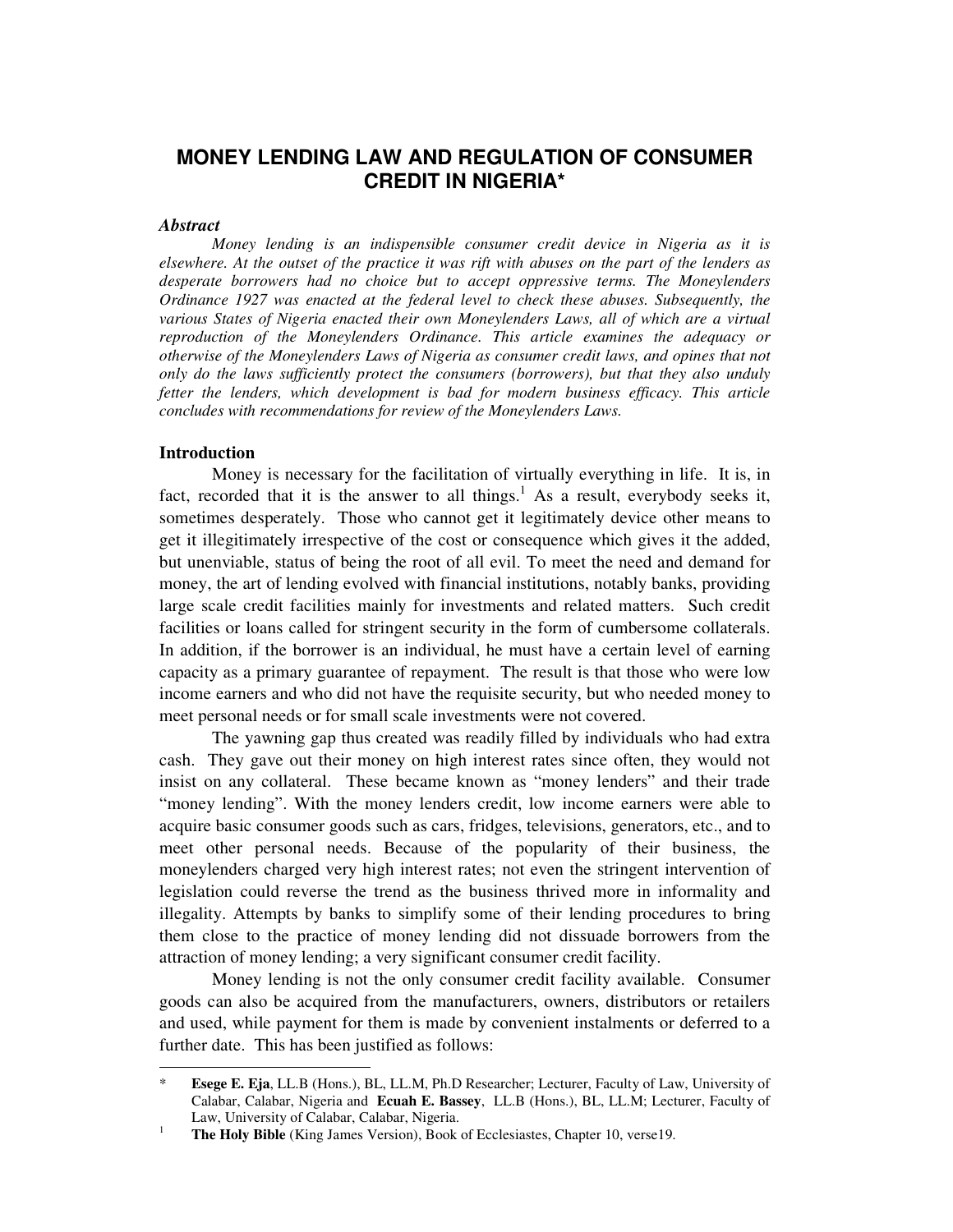# MONEY LENDING LAW AND REGULATION OF CONSUMER CREDIT IN NIGERIA*

***Abstract***

*Money lending is an indispensable consumer credit device in Nigeria as it is elsewhere. At the outset of the practice it was rift with abuses on the part of the lenders as desperate borrowers had no choice but to accept oppressive terms. The Moneylenders Ordinance 1927 was enacted at the federal level to check these abuses. Subsequently, the various States of Nigeria enacted their own Moneylenders Laws, all of which are a virtual reproduction of the Moneylenders Ordinance. This article examines the adequacy or otherwise of the Moneylenders Laws of Nigeria as consumer credit laws, and opines that not only do the laws sufficiently protect the consumers (borrowers), but that they also unduly fetter the lenders, which development is bad for modern business efficacy. This article concludes with recommendations for review of the Moneylenders Laws.*

## Introduction

Money is necessary for the facilitation of virtually everything in life. It is, in fact, recorded that it is the answer to all things.[1] As a result, everybody seeks it, sometimes desperately. Those who cannot get it legitimately device other means to get it illegitimately irrespective of the cost or consequence which gives it the added, but unenviable, status of being the root of all evil. To meet the need and demand for money, the art of lending evolved with financial institutions, notably banks, providing large scale credit facilities mainly for investments and related matters. Such credit facilities or loans called for stringent security in the form of cumbersome collaterals. In addition, if the borrower is an individual, he must have a certain level of earning capacity as a primary guarantee of repayment. The result is that those who were low income earners and who did not have the requisite security, but who needed money to meet personal needs or for small scale investments were not covered.

The yawning gap thus created was readily filled by individuals who had extra cash. They gave out their money on high interest rates since often, they would not insist on any collateral. These became known as "money lenders" and their trade "money lending". With the money lenders credit, low income earners were able to acquire basic consumer goods such as cars, fridges, televisions, generators, etc., and to meet other personal needs. Because of the popularity of their business, the moneylenders charged very high interest rates; not even the stringent intervention of legislation could reverse the trend as the business thrived more in informality and illegality. Attempts by banks to simplify some of their lending procedures to bring them close to the practice of money lending did not dissuade borrowers from the attraction of money lending; a very significant consumer credit facility.

Money lending is not the only consumer credit facility available. Consumer goods can also be acquired from the manufacturers, owners, distributors or retailers and used, while payment for them is made by convenient instalments or deferred to a further date. This has been justified as follows:

---

\* **Esege E. Eja**, LL.B (Hons.), BL, LL.M, Ph.D Researcher; Lecturer, Faculty of Law, University of Calabar, Calabar, Nigeria and **Ecuah E. Bassey**, LL.B (Hons.), BL, LL.M; Lecturer, Faculty of Law, University of Calabar, Calabar, Nigeria.

[1] **The Holy Bible** (King James Version), Book of Ecclesiastes, Chapter 10, verse19.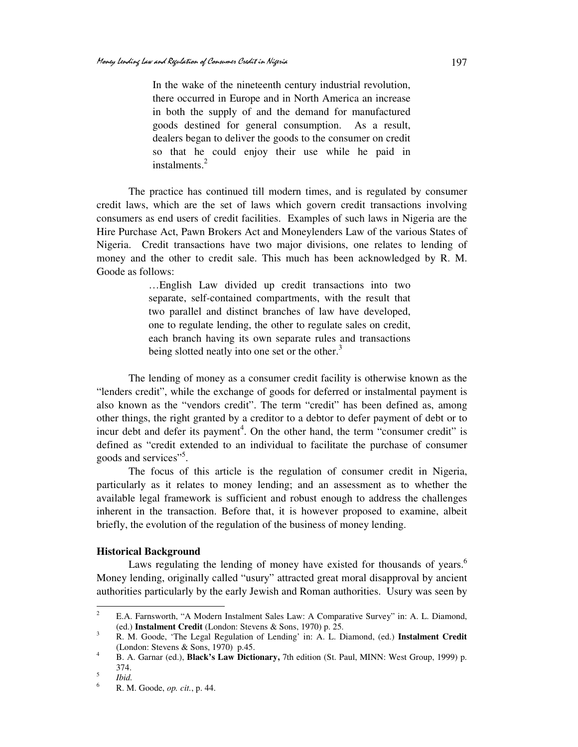> In the wake of the nineteenth century industrial revolution, there occurred in Europe and in North America an increase in both the supply of and the demand for manufactured goods destined for general consumption. As a result, dealers began to deliver the goods to the consumer on credit so that he could enjoy their use while he paid in instalments.[2]

The practice has continued till modern times, and is regulated by consumer credit laws, which are the set of laws which govern credit transactions involving consumers as end users of credit facilities. Examples of such laws in Nigeria are the Hire Purchase Act, Pawn Brokers Act and Moneylenders Law of the various States of Nigeria. Credit transactions have two major divisions, one relates to lending of money and the other to credit sale. This much has been acknowledged by R. M. Goode as follows:

> …English Law divided up credit transactions into two separate, self-contained compartments, with the result that two parallel and distinct branches of law have developed, one to regulate lending, the other to regulate sales on credit, each branch having its own separate rules and transactions being slotted neatly into one set or the other.[3]

The lending of money as a consumer credit facility is otherwise known as the "lenders credit", while the exchange of goods for deferred or instalmental payment is also known as the "vendors credit". The term "credit" has been defined as, among other things, the right granted by a creditor to a debtor to defer payment of debt or to incur debt and defer its payment[4]. On the other hand, the term "consumer credit" is defined as "credit extended to an individual to facilitate the purchase of consumer goods and services"[5].

The focus of this article is the regulation of consumer credit in Nigeria, particularly as it relates to money lending; and an assessment as to whether the available legal framework is sufficient and robust enough to address the challenges inherent in the transaction. Before that, it is however proposed to examine, albeit briefly, the evolution of the regulation of the business of money lending.

**Historical Background**

Laws regulating the lending of money have existed for thousands of years.[6] Money lending, originally called "usury" attracted great moral disapproval by ancient authorities particularly by the early Jewish and Roman authorities. Usury was seen by

---

[2] E.A. Farnsworth, "A Modern Instalment Sales Law: A Comparative Survey" in: A. L. Diamond, (ed.) **Instalment Credit** (London: Stevens & Sons, 1970) p. 25.

[3] R. M. Goode, 'The Legal Regulation of Lending' in: A. L. Diamond, (ed.) **Instalment Credit** (London: Stevens & Sons, 1970) p.45.

[4] B. A. Garnar (ed.), **Black's Law Dictionary,** 7th edition (St. Paul, MINN: West Group, 1999) p. 374.

[5] *Ibid.*

[6] R. M. Goode, *op. cit.*, p. 44.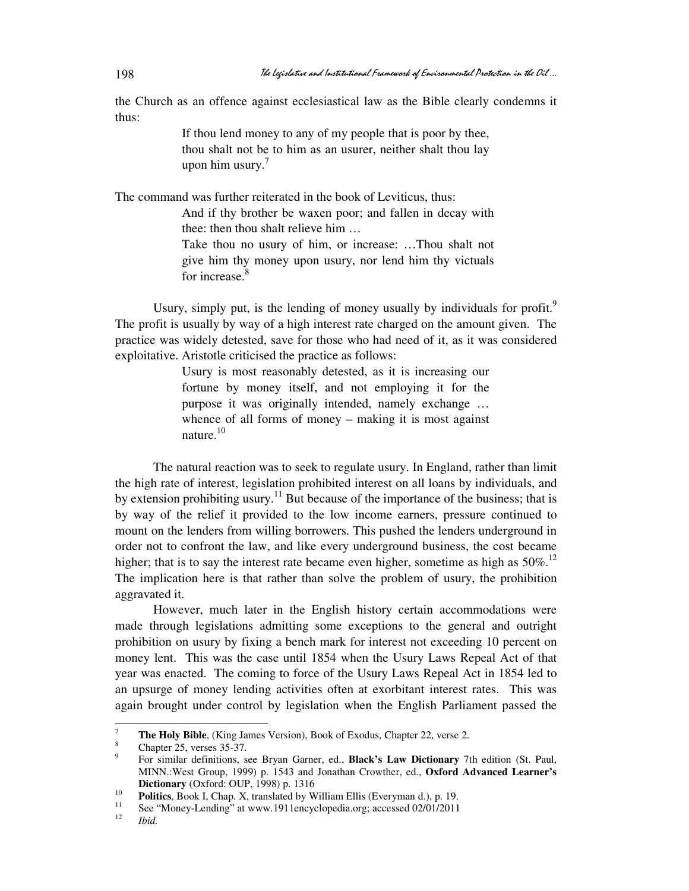the Church as an offence against ecclesiastical law as the Bible clearly condemns it thus:

> If thou lend money to any of my people that is poor by thee, thou shalt not be to him as an usurer, neither shalt thou lay upon him usury.[7]

The command was further reiterated in the book of Leviticus, thus:

> And if thy brother be waxen poor; and fallen in decay with thee: then thou shalt relieve him …
>
> Take thou no usury of him, or increase: …Thou shalt not give him thy money upon usury, nor lend him thy victuals for increase.[8]

Usury, simply put, is the lending of money usually by individuals for profit.[9] The profit is usually by way of a high interest rate charged on the amount given. The practice was widely detested, save for those who had need of it, as it was considered exploitative. Aristotle criticised the practice as follows:

> Usury is most reasonably detested, as it is increasing our fortune by money itself, and not employing it for the purpose it was originally intended, namely exchange … whence of all forms of money – making it is most against nature.[10]

The natural reaction was to seek to regulate usury. In England, rather than limit the high rate of interest, legislation prohibited interest on all loans by individuals, and by extension prohibiting usury.[11] But because of the importance of the business; that is by way of the relief it provided to the low income earners, pressure continued to mount on the lenders from willing borrowers. This pushed the lenders underground in order not to confront the law, and like every underground business, the cost became higher; that is to say the interest rate became even higher, sometime as high as 50%.[12] The implication here is that rather than solve the problem of usury, the prohibition aggravated it.

However, much later in the English history certain accommodations were made through legislations admitting some exceptions to the general and outright prohibition on usury by fixing a bench mark for interest not exceeding 10 percent on money lent. This was the case until 1854 when the Usury Laws Repeal Act of that year was enacted. The coming to force of the Usury Laws Repeal Act in 1854 led to an upsurge of money lending activities often at exorbitant interest rates. This was again brought under control by legislation when the English Parliament passed the

---

7. **The Holy Bible**, (King James Version), Book of Exodus, Chapter 22, verse 2.
8. Chapter 25, verses 35-37.
9. For similar definitions, see Bryan Garner, ed., **Black's Law Dictionary** 7th edition (St. Paul, MINN.:West Group, 1999) p. 1543 and Jonathan Crowther, ed., **Oxford Advanced Learner's Dictionary** (Oxford: OUP, 1998) p. 1316
10. **Politics**, Book I, Chap. X, translated by William Ellis (Everyman d.), p. 19.
11. See "Money-Lending" at www.1911encyclopedia.org; accessed 02/01/2011
12. *Ibid.*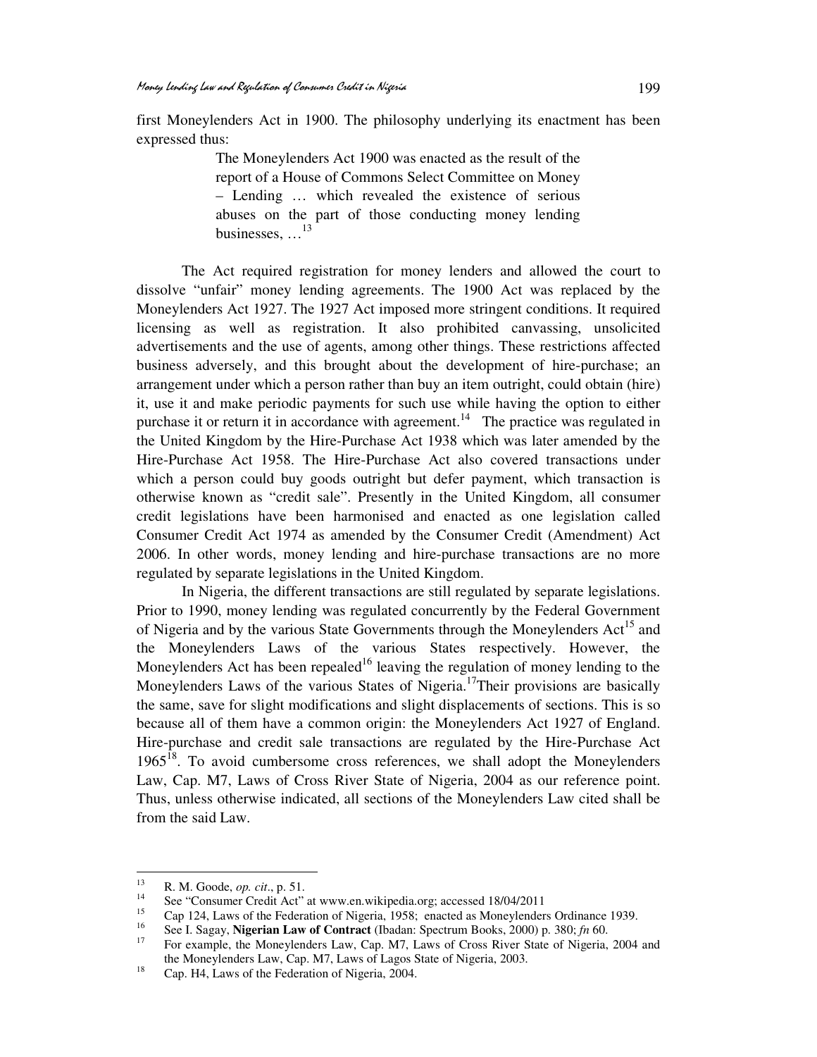first Moneylenders Act in 1900. The philosophy underlying its enactment has been expressed thus:

> The Moneylenders Act 1900 was enacted as the result of the report of a House of Commons Select Committee on Money – Lending … which revealed the existence of serious abuses on the part of those conducting money lending businesses, …[13]

The Act required registration for money lenders and allowed the court to dissolve "unfair" money lending agreements. The 1900 Act was replaced by the Moneylenders Act 1927. The 1927 Act imposed more stringent conditions. It required licensing as well as registration. It also prohibited canvassing, unsolicited advertisements and the use of agents, among other things. These restrictions affected business adversely, and this brought about the development of hire-purchase; an arrangement under which a person rather than buy an item outright, could obtain (hire) it, use it and make periodic payments for such use while having the option to either purchase it or return it in accordance with agreement.[14] The practice was regulated in the United Kingdom by the Hire-Purchase Act 1938 which was later amended by the Hire-Purchase Act 1958. The Hire-Purchase Act also covered transactions under which a person could buy goods outright but defer payment, which transaction is otherwise known as "credit sale". Presently in the United Kingdom, all consumer credit legislations have been harmonised and enacted as one legislation called Consumer Credit Act 1974 as amended by the Consumer Credit (Amendment) Act 2006. In other words, money lending and hire-purchase transactions are no more regulated by separate legislations in the United Kingdom.

In Nigeria, the different transactions are still regulated by separate legislations. Prior to 1990, money lending was regulated concurrently by the Federal Government of Nigeria and by the various State Governments through the Moneylenders Act[15] and the Moneylenders Laws of the various States respectively. However, the Moneylenders Act has been repealed[16] leaving the regulation of money lending to the Moneylenders Laws of the various States of Nigeria.[17] Their provisions are basically the same, save for slight modifications and slight displacements of sections. This is so because all of them have a common origin: the Moneylenders Act 1927 of England. Hire-purchase and credit sale transactions are regulated by the Hire-Purchase Act 1965[18]. To avoid cumbersome cross references, we shall adopt the Moneylenders Law, Cap. M7, Laws of Cross River State of Nigeria, 2004 as our reference point. Thus, unless otherwise indicated, all sections of the Moneylenders Law cited shall be from the said Law.

---

[13] R. M. Goode, *op. cit*., p. 51.

[14] See "Consumer Credit Act" at www.en.wikipedia.org; accessed 18/04/2011

[15] Cap 124, Laws of the Federation of Nigeria, 1958; enacted as Moneylenders Ordinance 1939.

[16] See I. Sagay, **Nigerian Law of Contract** (Ibadan: Spectrum Books, 2000) p. 380; *fn* 60.

[17] For example, the Moneylenders Law, Cap. M7, Laws of Cross River State of Nigeria, 2004 and the Moneylenders Law, Cap. M7, Laws of Lagos State of Nigeria, 2003.

[18] Cap. H4, Laws of the Federation of Nigeria, 2004.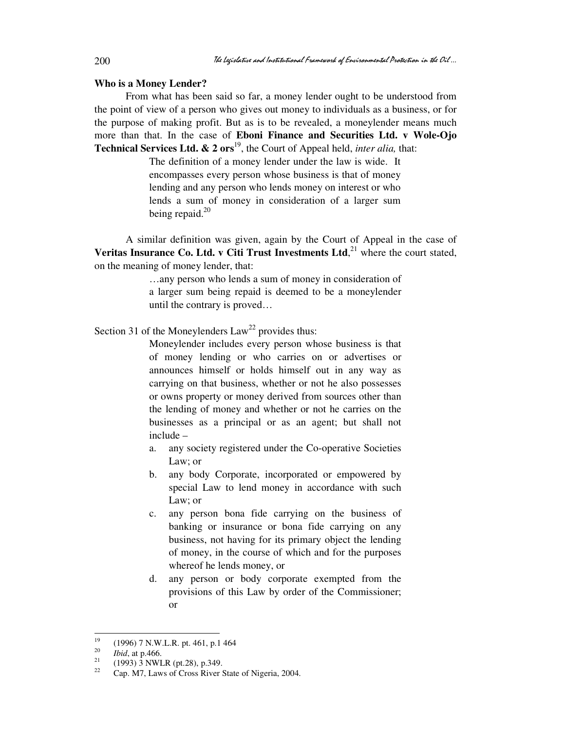**Who is a Money Lender?**

From what has been said so far, a money lender ought to be understood from the point of view of a person who gives out money to individuals as a business, or for the purpose of making profit. But as is to be revealed, a moneylender means much more than that. In the case of **Eboni Finance and Securities Ltd. v Wole-Ojo Technical Services Ltd. & 2 ors**[19], the Court of Appeal held, *inter alia,* that:

> The definition of a money lender under the law is wide. It encompasses every person whose business is that of money lending and any person who lends money on interest or who lends a sum of money in consideration of a larger sum being repaid.[20]

A similar definition was given, again by the Court of Appeal in the case of **Veritas Insurance Co. Ltd. v Citi Trust Investments Ltd**,[21] where the court stated, on the meaning of money lender, that:

> …any person who lends a sum of money in consideration of a larger sum being repaid is deemed to be a moneylender until the contrary is proved…

Section 31 of the Moneylenders Law[22] provides thus:

> Moneylender includes every person whose business is that of money lending or who carries on or advertises or announces himself or holds himself out in any way as carrying on that business, whether or not he also possesses or owns property or money derived from sources other than the lending of money and whether or not he carries on the businesses as a principal or as an agent; but shall not include –
>
> a. any society registered under the Co-operative Societies Law; or
> b. any body Corporate, incorporated or empowered by special Law to lend money in accordance with such Law; or
> c. any person bona fide carrying on the business of banking or insurance or bona fide carrying on any business, not having for its primary object the lending of money, in the course of which and for the purposes whereof he lends money, or
> d. any person or body corporate exempted from the provisions of this Law by order of the Commissioner; or

---

[19] (1996) 7 N.W.L.R. pt. 461, p.1 464

[20] *Ibid*, at p.466.

[21] (1993) 3 NWLR (pt.28), p.349.

[22] Cap. M7, Laws of Cross River State of Nigeria, 2004.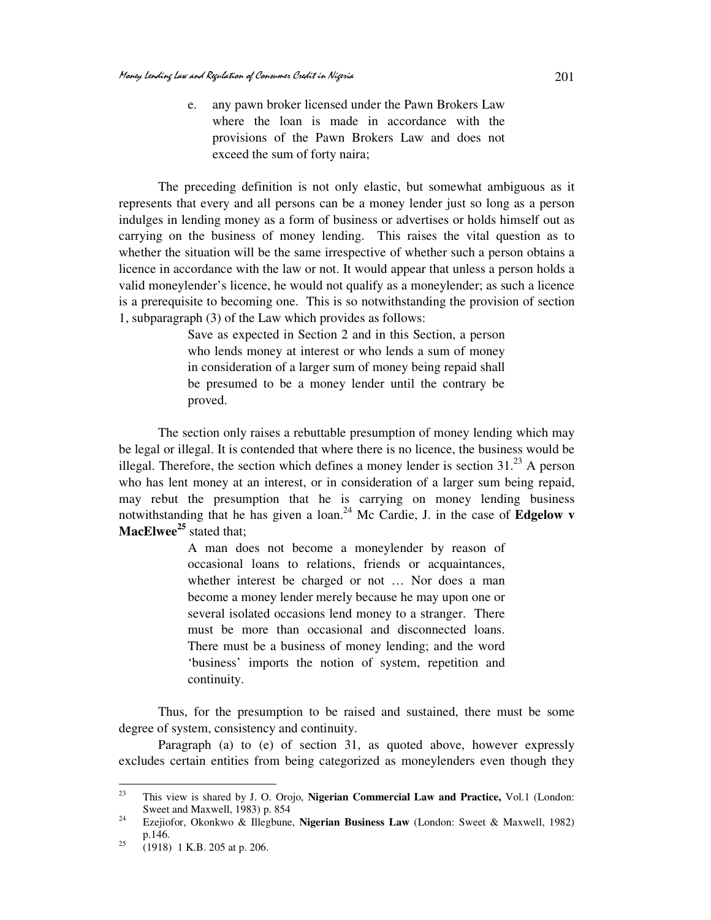e. any pawn broker licensed under the Pawn Brokers Law where the loan is made in accordance with the provisions of the Pawn Brokers Law and does not exceed the sum of forty naira;

The preceding definition is not only elastic, but somewhat ambiguous as it represents that every and all persons can be a money lender just so long as a person indulges in lending money as a form of business or advertises or holds himself out as carrying on the business of money lending. This raises the vital question as to whether the situation will be the same irrespective of whether such a person obtains a licence in accordance with the law or not. It would appear that unless a person holds a valid moneylender's licence, he would not qualify as a moneylender; as such a licence is a prerequisite to becoming one. This is so notwithstanding the provision of section 1, subparagraph (3) of the Law which provides as follows:

> Save as expected in Section 2 and in this Section, a person who lends money at interest or who lends a sum of money in consideration of a larger sum of money being repaid shall be presumed to be a money lender until the contrary be proved.

The section only raises a rebuttable presumption of money lending which may be legal or illegal. It is contended that where there is no licence, the business would be illegal. Therefore, the section which defines a money lender is section 31.[23] A person who has lent money at an interest, or in consideration of a larger sum being repaid, may rebut the presumption that he is carrying on money lending business notwithstanding that he has given a loan.[24] Mc Cardie, J. in the case of **Edgelow v MacElwee**[25] stated that;

> A man does not become a moneylender by reason of occasional loans to relations, friends or acquaintances, whether interest be charged or not … Nor does a man become a money lender merely because he may upon one or several isolated occasions lend money to a stranger. There must be more than occasional and disconnected loans. There must be a business of money lending; and the word 'business' imports the notion of system, repetition and continuity.

Thus, for the presumption to be raised and sustained, there must be some degree of system, consistency and continuity.

Paragraph (a) to (e) of section 31, as quoted above, however expressly excludes certain entities from being categorized as moneylenders even though they

---

[23] This view is shared by J. O. Orojo, **Nigerian Commercial Law and Practice,** Vol.1 (London: Sweet and Maxwell, 1983) p. 854

[24] Ezejiofor, Okonkwo & Illegbune, **Nigerian Business Law** (London: Sweet & Maxwell, 1982) p.146.

[25] (1918) 1 K.B. 205 at p. 206.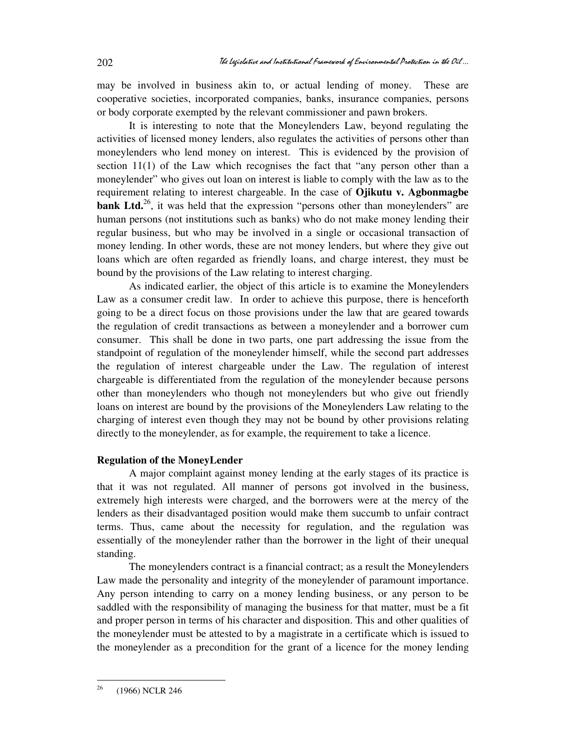may be involved in business akin to, or actual lending of money. These are cooperative societies, incorporated companies, banks, insurance companies, persons or body corporate exempted by the relevant commissioner and pawn brokers.

It is interesting to note that the Moneylenders Law, beyond regulating the activities of licensed money lenders, also regulates the activities of persons other than moneylenders who lend money on interest. This is evidenced by the provision of section 11(1) of the Law which recognises the fact that "any person other than a moneylender" who gives out loan on interest is liable to comply with the law as to the requirement relating to interest chargeable. In the case of **Ojikutu v. Agbonmagbe bank Ltd.**[26], it was held that the expression "persons other than moneylenders" are human persons (not institutions such as banks) who do not make money lending their regular business, but who may be involved in a single or occasional transaction of money lending. In other words, these are not money lenders, but where they give out loans which are often regarded as friendly loans, and charge interest, they must be bound by the provisions of the Law relating to interest charging.

As indicated earlier, the object of this article is to examine the Moneylenders Law as a consumer credit law. In order to achieve this purpose, there is henceforth going to be a direct focus on those provisions under the law that are geared towards the regulation of credit transactions as between a moneylender and a borrower cum consumer. This shall be done in two parts, one part addressing the issue from the standpoint of regulation of the moneylender himself, while the second part addresses the regulation of interest chargeable under the Law. The regulation of interest chargeable is differentiated from the regulation of the moneylender because persons other than moneylenders who though not moneylenders but who give out friendly loans on interest are bound by the provisions of the Moneylenders Law relating to the charging of interest even though they may not be bound by other provisions relating directly to the moneylender, as for example, the requirement to take a licence.

**Regulation of the MoneyLender**

A major complaint against money lending at the early stages of its practice is that it was not regulated. All manner of persons got involved in the business, extremely high interests were charged, and the borrowers were at the mercy of the lenders as their disadvantaged position would make them succumb to unfair contract terms. Thus, came about the necessity for regulation, and the regulation was essentially of the moneylender rather than the borrower in the light of their unequal standing.

The moneylenders contract is a financial contract; as a result the Moneylenders Law made the personality and integrity of the moneylender of paramount importance. Any person intending to carry on a money lending business, or any person to be saddled with the responsibility of managing the business for that matter, must be a fit and proper person in terms of his character and disposition. This and other qualities of the moneylender must be attested to by a magistrate in a certificate which is issued to the moneylender as a precondition for the grant of a licence for the money lending

[26] (1966) NCLR 246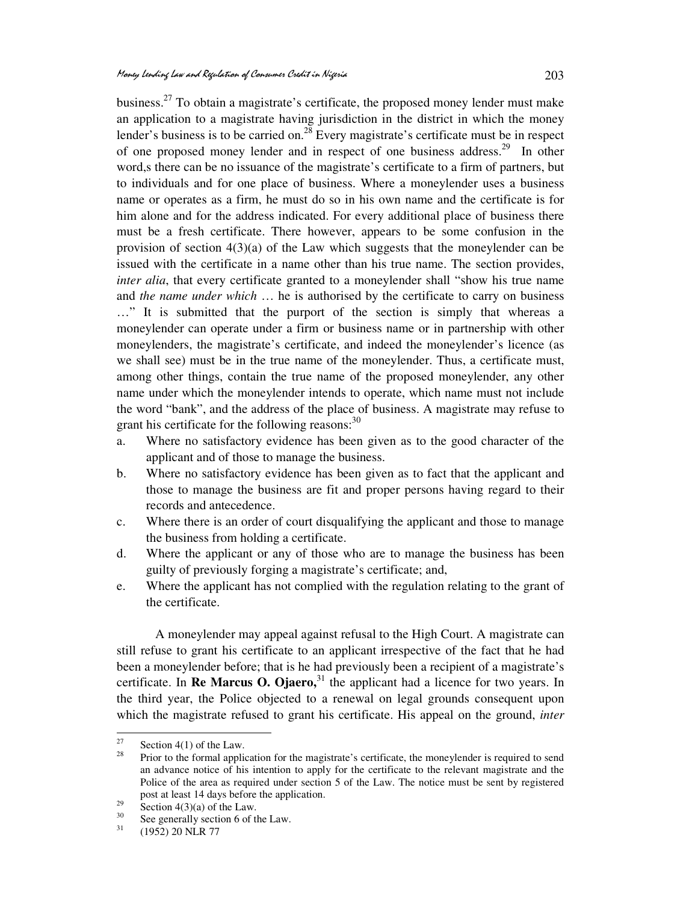business.[27] To obtain a magistrate's certificate, the proposed money lender must make an application to a magistrate having jurisdiction in the district in which the money lender's business is to be carried on.[28] Every magistrate's certificate must be in respect of one proposed money lender and in respect of one business address.[29] In other word,s there can be no issuance of the magistrate's certificate to a firm of partners, but to individuals and for one place of business. Where a moneylender uses a business name or operates as a firm, he must do so in his own name and the certificate is for him alone and for the address indicated. For every additional place of business there must be a fresh certificate. There however, appears to be some confusion in the provision of section 4(3)(a) of the Law which suggests that the moneylender can be issued with the certificate in a name other than his true name. The section provides, *inter alia*, that every certificate granted to a moneylender shall "show his true name and *the name under which* … he is authorised by the certificate to carry on business …" It is submitted that the purport of the section is simply that whereas a moneylender can operate under a firm or business name or in partnership with other moneylenders, the magistrate's certificate, and indeed the moneylender's licence (as we shall see) must be in the true name of the moneylender. Thus, a certificate must, among other things, contain the true name of the proposed moneylender, any other name under which the moneylender intends to operate, which name must not include the word "bank", and the address of the place of business. A magistrate may refuse to grant his certificate for the following reasons:[30]

a. Where no satisfactory evidence has been given as to the good character of the applicant and of those to manage the business.
b. Where no satisfactory evidence has been given as to fact that the applicant and those to manage the business are fit and proper persons having regard to their records and antecedence.
c. Where there is an order of court disqualifying the applicant and those to manage the business from holding a certificate.
d. Where the applicant or any of those who are to manage the business has been guilty of previously forging a magistrate's certificate; and,
e. Where the applicant has not complied with the regulation relating to the grant of the certificate.

A moneylender may appeal against refusal to the High Court. A magistrate can still refuse to grant his certificate to an applicant irrespective of the fact that he had been a moneylender before; that is he had previously been a recipient of a magistrate's certificate. In **Re Marcus O. Ojaero,**[31] the applicant had a licence for two years. In the third year, the Police objected to a renewal on legal grounds consequent upon which the magistrate refused to grant his certificate. His appeal on the ground, *inter*

---

[27] Section 4(1) of the Law.

[28] Prior to the formal application for the magistrate's certificate, the moneylender is required to send an advance notice of his intention to apply for the certificate to the relevant magistrate and the Police of the area as required under section 5 of the Law. The notice must be sent by registered post at least 14 days before the application.

[29] Section 4(3)(a) of the Law.

[30] See generally section 6 of the Law.

[31] (1952) 20 NLR 77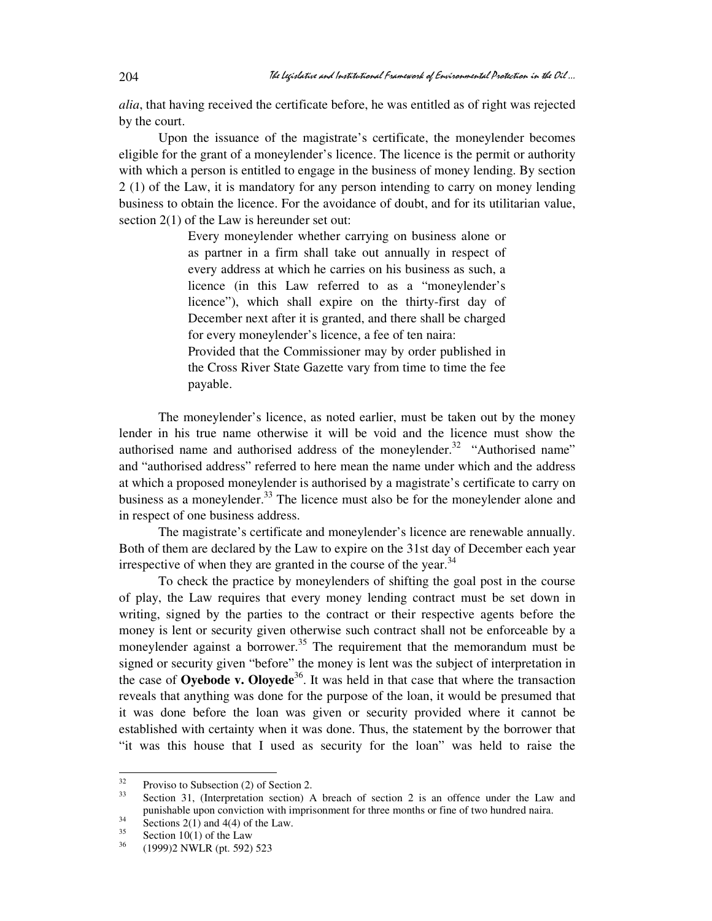*alia*, that having received the certificate before, he was entitled as of right was rejected by the court.

Upon the issuance of the magistrate's certificate, the moneylender becomes eligible for the grant of a moneylender's licence. The licence is the permit or authority with which a person is entitled to engage in the business of money lending. By section 2 (1) of the Law, it is mandatory for any person intending to carry on money lending business to obtain the licence. For the avoidance of doubt, and for its utilitarian value, section 2(1) of the Law is hereunder set out:

> Every moneylender whether carrying on business alone or as partner in a firm shall take out annually in respect of every address at which he carries on his business as such, a licence (in this Law referred to as a "moneylender's licence"), which shall expire on the thirty-first day of December next after it is granted, and there shall be charged for every moneylender's licence, a fee of ten naira:
>
> Provided that the Commissioner may by order published in the Cross River State Gazette vary from time to time the fee payable.

The moneylender's licence, as noted earlier, must be taken out by the money lender in his true name otherwise it will be void and the licence must show the authorised name and authorised address of the moneylender.[32] "Authorised name" and "authorised address" referred to here mean the name under which and the address at which a proposed moneylender is authorised by a magistrate's certificate to carry on business as a moneylender.[33] The licence must also be for the moneylender alone and in respect of one business address.

The magistrate's certificate and moneylender's licence are renewable annually. Both of them are declared by the Law to expire on the 31st day of December each year irrespective of when they are granted in the course of the year.[34]

To check the practice by moneylenders of shifting the goal post in the course of play, the Law requires that every money lending contract must be set down in writing, signed by the parties to the contract or their respective agents before the money is lent or security given otherwise such contract shall not be enforceable by a moneylender against a borrower.[35] The requirement that the memorandum must be signed or security given "before" the money is lent was the subject of interpretation in the case of **Oyebode v. Oloyede**[36]. It was held in that case that where the transaction reveals that anything was done for the purpose of the loan, it would be presumed that it was done before the loan was given or security provided where it cannot be established with certainty when it was done. Thus, the statement by the borrower that "it was this house that I used as security for the loan" was held to raise the

---

[32] Proviso to Subsection (2) of Section 2.

[33] Section 31, (Interpretation section) A breach of section 2 is an offence under the Law and punishable upon conviction with imprisonment for three months or fine of two hundred naira.

[34] Sections 2(1) and 4(4) of the Law.

[35] Section 10(1) of the Law

[36] (1999)2 NWLR (pt. 592) 523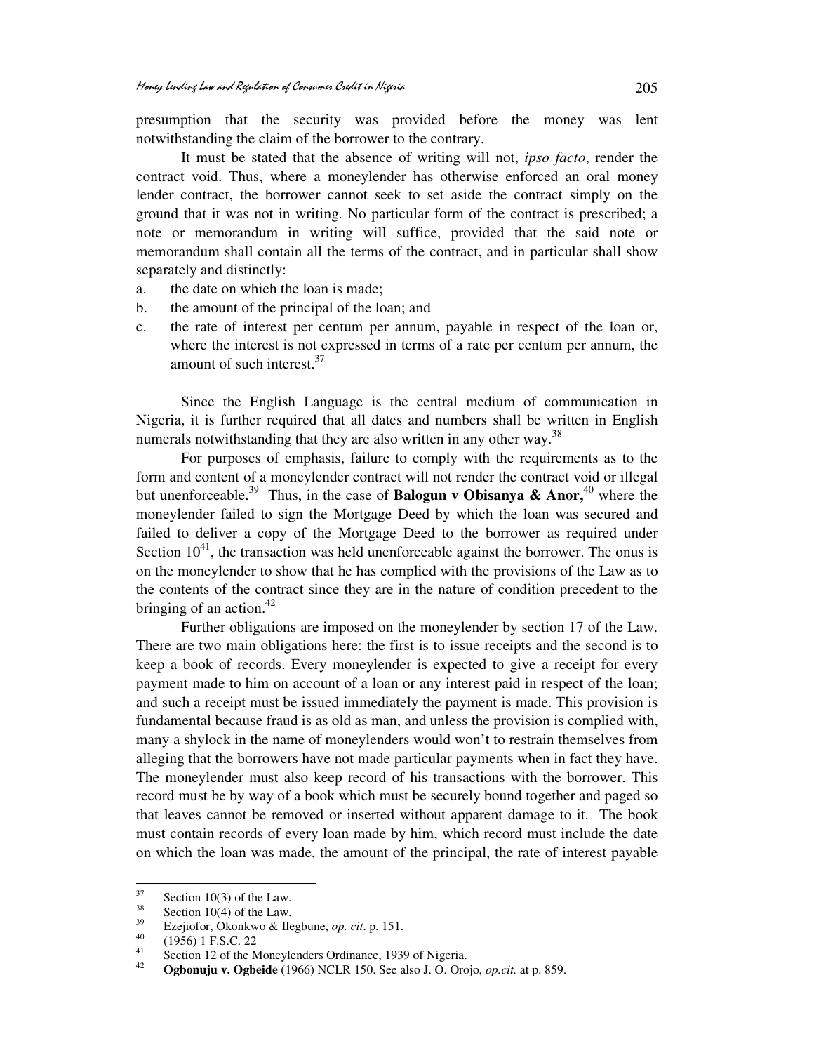presumption that the security was provided before the money was lent notwithstanding the claim of the borrower to the contrary.

It must be stated that the absence of writing will not, *ipso facto*, render the contract void. Thus, where a moneylender has otherwise enforced an oral money lender contract, the borrower cannot seek to set aside the contract simply on the ground that it was not in writing. No particular form of the contract is prescribed; a note or memorandum in writing will suffice, provided that the said note or memorandum shall contain all the terms of the contract, and in particular shall show separately and distinctly:

a. the date on which the loan is made;
b. the amount of the principal of the loan; and
c. the rate of interest per centum per annum, payable in respect of the loan or, where the interest is not expressed in terms of a rate per centum per annum, the amount of such interest.[37]

Since the English Language is the central medium of communication in Nigeria, it is further required that all dates and numbers shall be written in English numerals notwithstanding that they are also written in any other way.[38]

For purposes of emphasis, failure to comply with the requirements as to the form and content of a moneylender contract will not render the contract void or illegal but unenforceable.[39] Thus, in the case of **Balogun v Obisanya & Anor,**[40] where the moneylender failed to sign the Mortgage Deed by which the loan was secured and failed to deliver a copy of the Mortgage Deed to the borrower as required under Section 10[41], the transaction was held unenforceable against the borrower. The onus is on the moneylender to show that he has complied with the provisions of the Law as to the contents of the contract since they are in the nature of condition precedent to the bringing of an action.[42]

Further obligations are imposed on the moneylender by section 17 of the Law. There are two main obligations here: the first is to issue receipts and the second is to keep a book of records. Every moneylender is expected to give a receipt for every payment made to him on account of a loan or any interest paid in respect of the loan; and such a receipt must be issued immediately the payment is made. This provision is fundamental because fraud is as old as man, and unless the provision is complied with, many a shylock in the name of moneylenders would won't to restrain themselves from alleging that the borrowers have not made particular payments when in fact they have. The moneylender must also keep record of his transactions with the borrower. This record must be by way of a book which must be securely bound together and paged so that leaves cannot be removed or inserted without apparent damage to it. The book must contain records of every loan made by him, which record must include the date on which the loan was made, the amount of the principal, the rate of interest payable

---

[37] Section 10(3) of the Law.

[38] Section 10(4) of the Law.

[39] Ezejiofor, Okonkwo & Ilegbune, *op. cit*. p. 151.

[40] (1956) 1 F.S.C. 22

[41] Section 12 of the Moneylenders Ordinance, 1939 of Nigeria.

[42] **Ogbonuju v. Ogbeide** (1966) NCLR 150. See also J. O. Orojo, *op.cit.* at p. 859.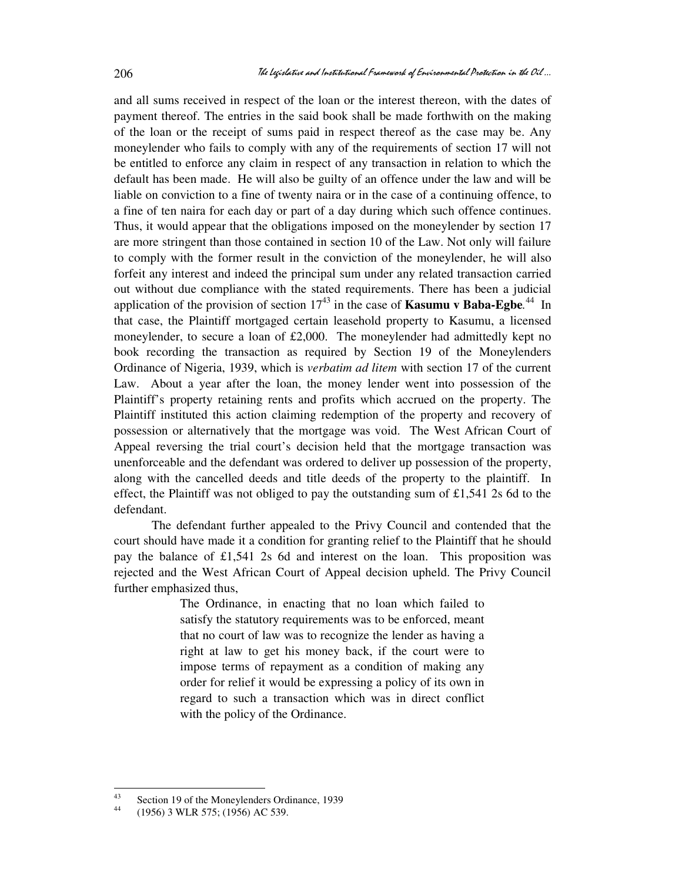and all sums received in respect of the loan or the interest thereon, with the dates of payment thereof. The entries in the said book shall be made forthwith on the making of the loan or the receipt of sums paid in respect thereof as the case may be. Any moneylender who fails to comply with any of the requirements of section 17 will not be entitled to enforce any claim in respect of any transaction in relation to which the default has been made. He will also be guilty of an offence under the law and will be liable on conviction to a fine of twenty naira or in the case of a continuing offence, to a fine of ten naira for each day or part of a day during which such offence continues. Thus, it would appear that the obligations imposed on the moneylender by section 17 are more stringent than those contained in section 10 of the Law. Not only will failure to comply with the former result in the conviction of the moneylender, he will also forfeit any interest and indeed the principal sum under any related transaction carried out without due compliance with the stated requirements. There has been a judicial application of the provision of section 17[43] in the case of **Kasumu v Baba-Egbe**.[44] In that case, the Plaintiff mortgaged certain leasehold property to Kasumu, a licensed moneylender, to secure a loan of £2,000. The moneylender had admittedly kept no book recording the transaction as required by Section 19 of the Moneylenders Ordinance of Nigeria, 1939, which is *verbatim ad litem* with section 17 of the current Law. About a year after the loan, the money lender went into possession of the Plaintiff's property retaining rents and profits which accrued on the property. The Plaintiff instituted this action claiming redemption of the property and recovery of possession or alternatively that the mortgage was void. The West African Court of Appeal reversing the trial court's decision held that the mortgage transaction was unenforceable and the defendant was ordered to deliver up possession of the property, along with the cancelled deeds and title deeds of the property to the plaintiff. In effect, the Plaintiff was not obliged to pay the outstanding sum of £1,541 2s 6d to the defendant.

The defendant further appealed to the Privy Council and contended that the court should have made it a condition for granting relief to the Plaintiff that he should pay the balance of £1,541 2s 6d and interest on the loan. This proposition was rejected and the West African Court of Appeal decision upheld. The Privy Council further emphasized thus,

> The Ordinance, in enacting that no loan which failed to satisfy the statutory requirements was to be enforced, meant that no court of law was to recognize the lender as having a right at law to get his money back, if the court were to impose terms of repayment as a condition of making any order for relief it would be expressing a policy of its own in regard to such a transaction which was in direct conflict with the policy of the Ordinance.

---

[43] Section 19 of the Moneylenders Ordinance, 1939

[44] (1956) 3 WLR 575; (1956) AC 539.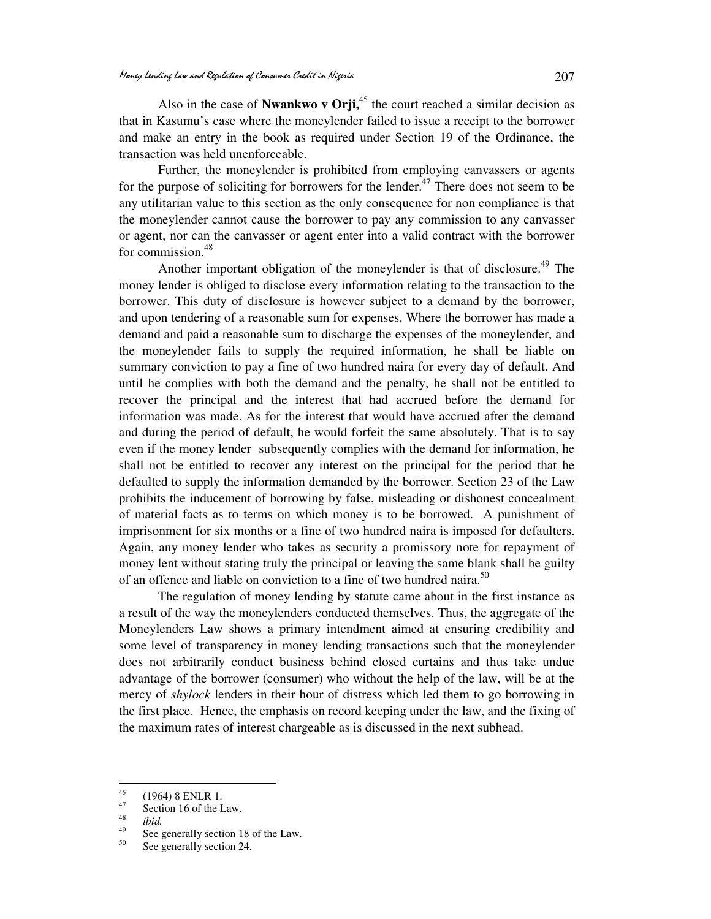Also in the case of **Nwankwo v Orji,**[45] the court reached a similar decision as that in Kasumu's case where the moneylender failed to issue a receipt to the borrower and make an entry in the book as required under Section 19 of the Ordinance, the transaction was held unenforceable.

Further, the moneylender is prohibited from employing canvassers or agents for the purpose of soliciting for borrowers for the lender.[47] There does not seem to be any utilitarian value to this section as the only consequence for non compliance is that the moneylender cannot cause the borrower to pay any commission to any canvasser or agent, nor can the canvasser or agent enter into a valid contract with the borrower for commission.[48]

Another important obligation of the moneylender is that of disclosure.[49] The money lender is obliged to disclose every information relating to the transaction to the borrower. This duty of disclosure is however subject to a demand by the borrower, and upon tendering of a reasonable sum for expenses. Where the borrower has made a demand and paid a reasonable sum to discharge the expenses of the moneylender, and the moneylender fails to supply the required information, he shall be liable on summary conviction to pay a fine of two hundred naira for every day of default. And until he complies with both the demand and the penalty, he shall not be entitled to recover the principal and the interest that had accrued before the demand for information was made. As for the interest that would have accrued after the demand and during the period of default, he would forfeit the same absolutely. That is to say even if the money lender subsequently complies with the demand for information, he shall not be entitled to recover any interest on the principal for the period that he defaulted to supply the information demanded by the borrower. Section 23 of the Law prohibits the inducement of borrowing by false, misleading or dishonest concealment of material facts as to terms on which money is to be borrowed. A punishment of imprisonment for six months or a fine of two hundred naira is imposed for defaulters. Again, any money lender who takes as security a promissory note for repayment of money lent without stating truly the principal or leaving the same blank shall be guilty of an offence and liable on conviction to a fine of two hundred naira.[50]

The regulation of money lending by statute came about in the first instance as a result of the way the moneylenders conducted themselves. Thus, the aggregate of the Moneylenders Law shows a primary intendment aimed at ensuring credibility and some level of transparency in money lending transactions such that the moneylender does not arbitrarily conduct business behind closed curtains and thus take undue advantage of the borrower (consumer) who without the help of the law, will be at the mercy of *shylock* lenders in their hour of distress which led them to go borrowing in the first place. Hence, the emphasis on record keeping under the law, and the fixing of the maximum rates of interest chargeable as is discussed in the next subhead.

---

[45] (1964) 8 ENLR 1.

[47] Section 16 of the Law.

[48] *ibid.*

[49] See generally section 18 of the Law.

[50] See generally section 24.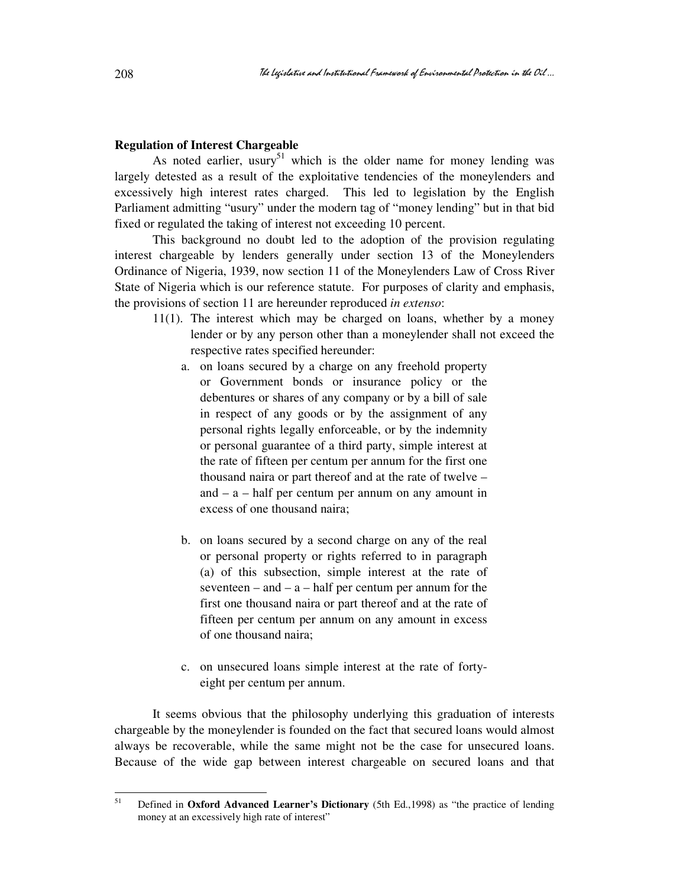**Regulation of Interest Chargeable**

As noted earlier, usury[51] which is the older name for money lending was largely detested as a result of the exploitative tendencies of the moneylenders and excessively high interest rates charged. This led to legislation by the English Parliament admitting "usury" under the modern tag of "money lending" but in that bid fixed or regulated the taking of interest not exceeding 10 percent.

This background no doubt led to the adoption of the provision regulating interest chargeable by lenders generally under section 13 of the Moneylenders Ordinance of Nigeria, 1939, now section 11 of the Moneylenders Law of Cross River State of Nigeria which is our reference statute. For purposes of clarity and emphasis, the provisions of section 11 are hereunder reproduced *in extenso*:

> 11(1). The interest which may be charged on loans, whether by a money lender or by any person other than a moneylender shall not exceed the respective rates specified hereunder:
>
> a. on loans secured by a charge on any freehold property or Government bonds or insurance policy or the debentures or shares of any company or by a bill of sale in respect of any goods or by the assignment of any personal rights legally enforceable, or by the indemnity or personal guarantee of a third party, simple interest at the rate of fifteen per centum per annum for the first one thousand naira or part thereof and at the rate of twelve – and – a – half per centum per annum on any amount in excess of one thousand naira;
>
> b. on loans secured by a second charge on any of the real or personal property or rights referred to in paragraph (a) of this subsection, simple interest at the rate of seventeen – and – a – half per centum per annum for the first one thousand naira or part thereof and at the rate of fifteen per centum per annum on any amount in excess of one thousand naira;
>
> c. on unsecured loans simple interest at the rate of forty-eight per centum per annum.

It seems obvious that the philosophy underlying this graduation of interests chargeable by the moneylender is founded on the fact that secured loans would almost always be recoverable, while the same might not be the case for unsecured loans. Because of the wide gap between interest chargeable on secured loans and that

---

[51] Defined in **Oxford Advanced Learner's Dictionary** (5th Ed.,1998) as "the practice of lending money at an excessively high rate of interest"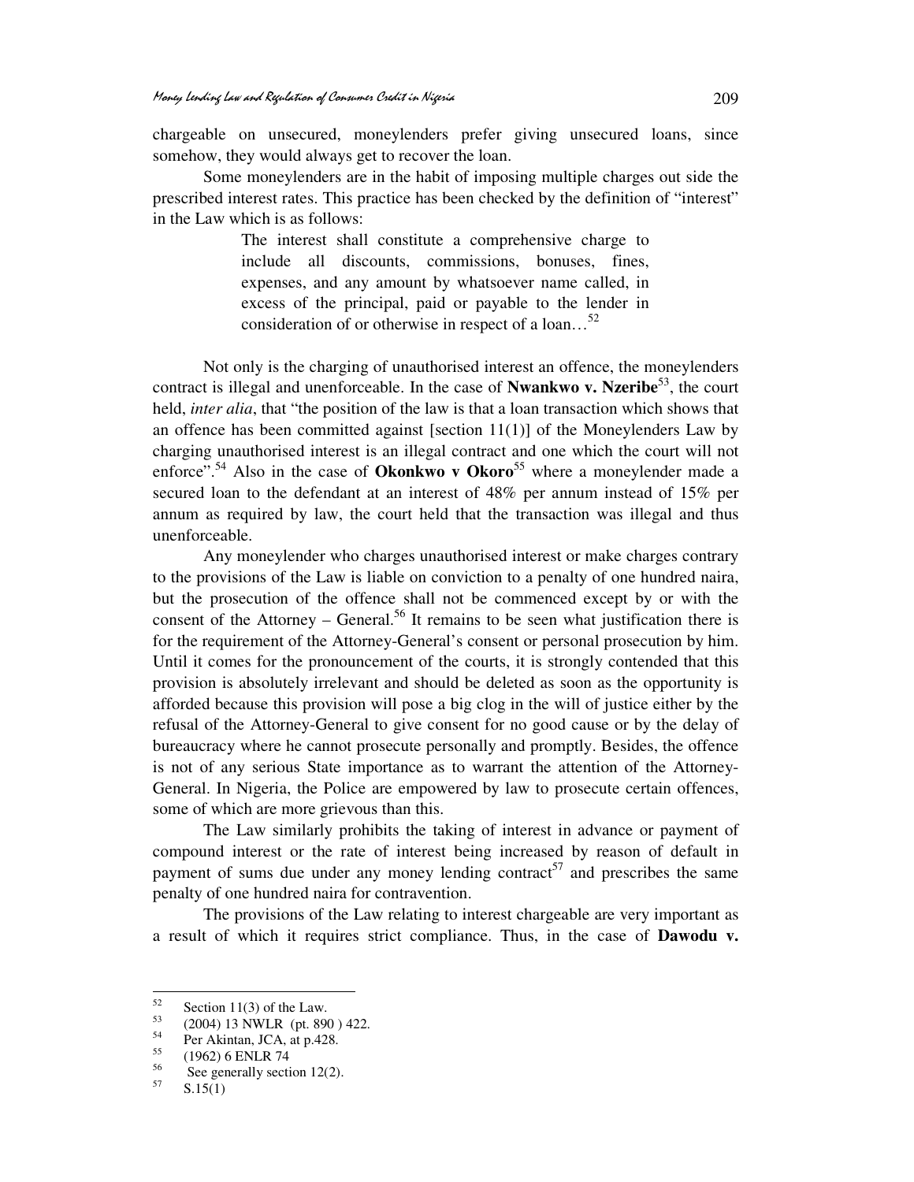chargeable on unsecured, moneylenders prefer giving unsecured loans, since somehow, they would always get to recover the loan.

Some moneylenders are in the habit of imposing multiple charges out side the prescribed interest rates. This practice has been checked by the definition of "interest" in the Law which is as follows:

> The interest shall constitute a comprehensive charge to include all discounts, commissions, bonuses, fines, expenses, and any amount by whatsoever name called, in excess of the principal, paid or payable to the lender in consideration of or otherwise in respect of a loan…[52]

Not only is the charging of unauthorised interest an offence, the moneylenders contract is illegal and unenforceable. In the case of **Nwankwo v. Nzeribe**[53], the court held, *inter alia*, that "the position of the law is that a loan transaction which shows that an offence has been committed against [section 11(1)] of the Moneylenders Law by charging unauthorised interest is an illegal contract and one which the court will not enforce".[54] Also in the case of **Okonkwo v Okoro**[55] where a moneylender made a secured loan to the defendant at an interest of 48% per annum instead of 15% per annum as required by law, the court held that the transaction was illegal and thus unenforceable.

Any moneylender who charges unauthorised interest or make charges contrary to the provisions of the Law is liable on conviction to a penalty of one hundred naira, but the prosecution of the offence shall not be commenced except by or with the consent of the Attorney – General.[56] It remains to be seen what justification there is for the requirement of the Attorney-General's consent or personal prosecution by him. Until it comes for the pronouncement of the courts, it is strongly contended that this provision is absolutely irrelevant and should be deleted as soon as the opportunity is afforded because this provision will pose a big clog in the will of justice either by the refusal of the Attorney-General to give consent for no good cause or by the delay of bureaucracy where he cannot prosecute personally and promptly. Besides, the offence is not of any serious State importance as to warrant the attention of the Attorney-General. In Nigeria, the Police are empowered by law to prosecute certain offences, some of which are more grievous than this.

The Law similarly prohibits the taking of interest in advance or payment of compound interest or the rate of interest being increased by reason of default in payment of sums due under any money lending contract[57] and prescribes the same penalty of one hundred naira for contravention.

The provisions of the Law relating to interest chargeable are very important as a result of which it requires strict compliance. Thus, in the case of **Dawodu v.**

---

[52] Section 11(3) of the Law.

[53] (2004) 13 NWLR (pt. 890 ) 422.

[54] Per Akintan, JCA, at p.428.

[55] (1962) 6 ENLR 74

[56] See generally section 12(2).

[57] S.15(1)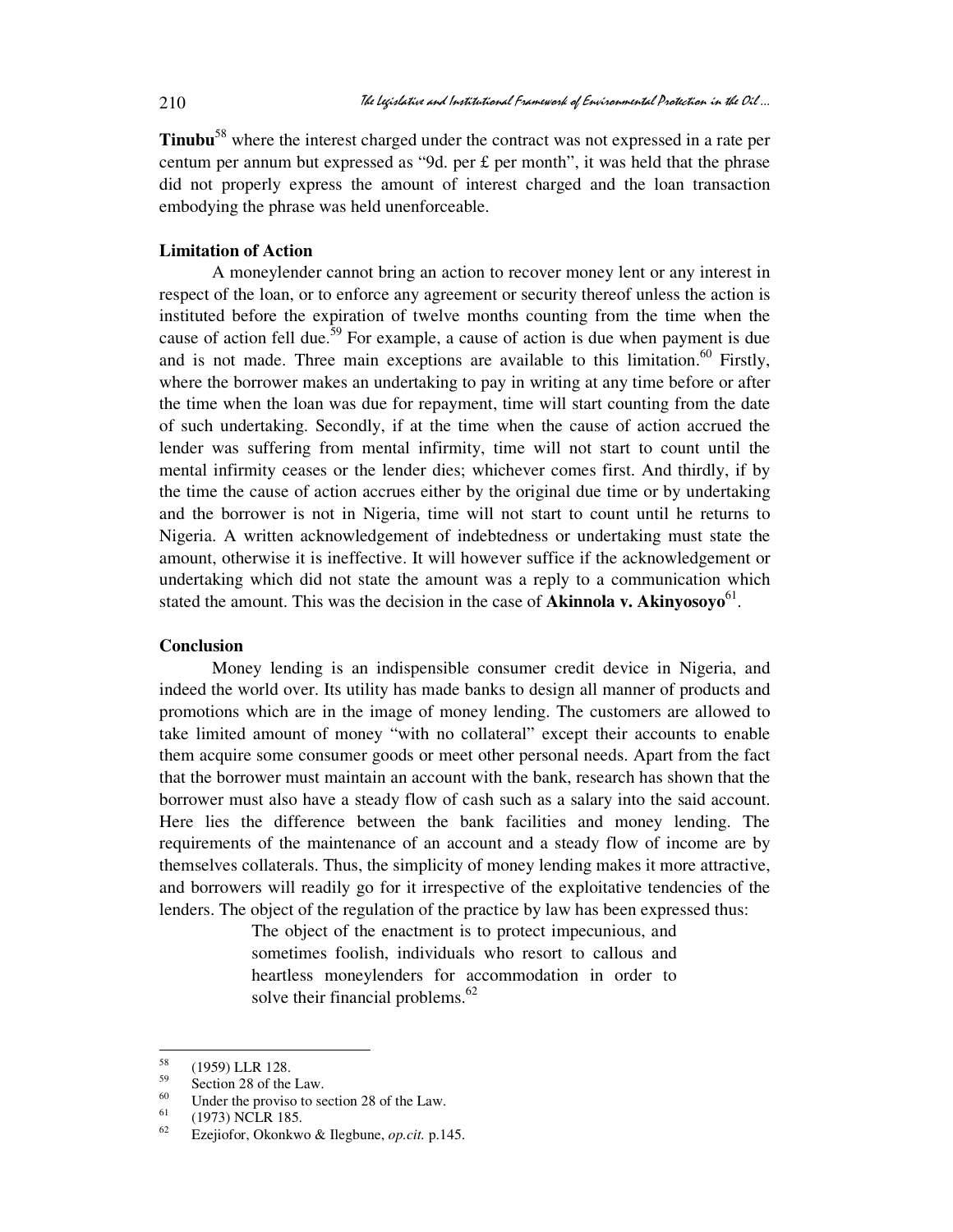**Tinubu**[58] where the interest charged under the contract was not expressed in a rate per centum per annum but expressed as "9d. per £ per month", it was held that the phrase did not properly express the amount of interest charged and the loan transaction embodying the phrase was held unenforceable.

### Limitation of Action

A moneylender cannot bring an action to recover money lent or any interest in respect of the loan, or to enforce any agreement or security thereof unless the action is instituted before the expiration of twelve months counting from the time when the cause of action fell due.[59] For example, a cause of action is due when payment is due and is not made. Three main exceptions are available to this limitation.[60] Firstly, where the borrower makes an undertaking to pay in writing at any time before or after the time when the loan was due for repayment, time will start counting from the date of such undertaking. Secondly, if at the time when the cause of action accrued the lender was suffering from mental infirmity, time will not start to count until the mental infirmity ceases or the lender dies; whichever comes first. And thirdly, if by the time the cause of action accrues either by the original due time or by undertaking and the borrower is not in Nigeria, time will not start to count until he returns to Nigeria. A written acknowledgement of indebtedness or undertaking must state the amount, otherwise it is ineffective. It will however suffice if the acknowledgement or undertaking which did not state the amount was a reply to a communication which stated the amount. This was the decision in the case of **Akinnola v. Akinyosoyo**[61].

### Conclusion

Money lending is an indispensible consumer credit device in Nigeria, and indeed the world over. Its utility has made banks to design all manner of products and promotions which are in the image of money lending. The customers are allowed to take limited amount of money "with no collateral" except their accounts to enable them acquire some consumer goods or meet other personal needs. Apart from the fact that the borrower must maintain an account with the bank, research has shown that the borrower must also have a steady flow of cash such as a salary into the said account. Here lies the difference between the bank facilities and money lending. The requirements of the maintenance of an account and a steady flow of income are by themselves collaterals. Thus, the simplicity of money lending makes it more attractive, and borrowers will readily go for it irrespective of the exploitative tendencies of the lenders. The object of the regulation of the practice by law has been expressed thus:

> The object of the enactment is to protect impecunious, and sometimes foolish, individuals who resort to callous and heartless moneylenders for accommodation in order to solve their financial problems.[62]

---

58 (1959) LLR 128.
59 Section 28 of the Law.
60 Under the proviso to section 28 of the Law.
61 (1973) NCLR 185.
62 Ezejiofor, Okonkwo & Ilegbune, *op.cit.* p.145.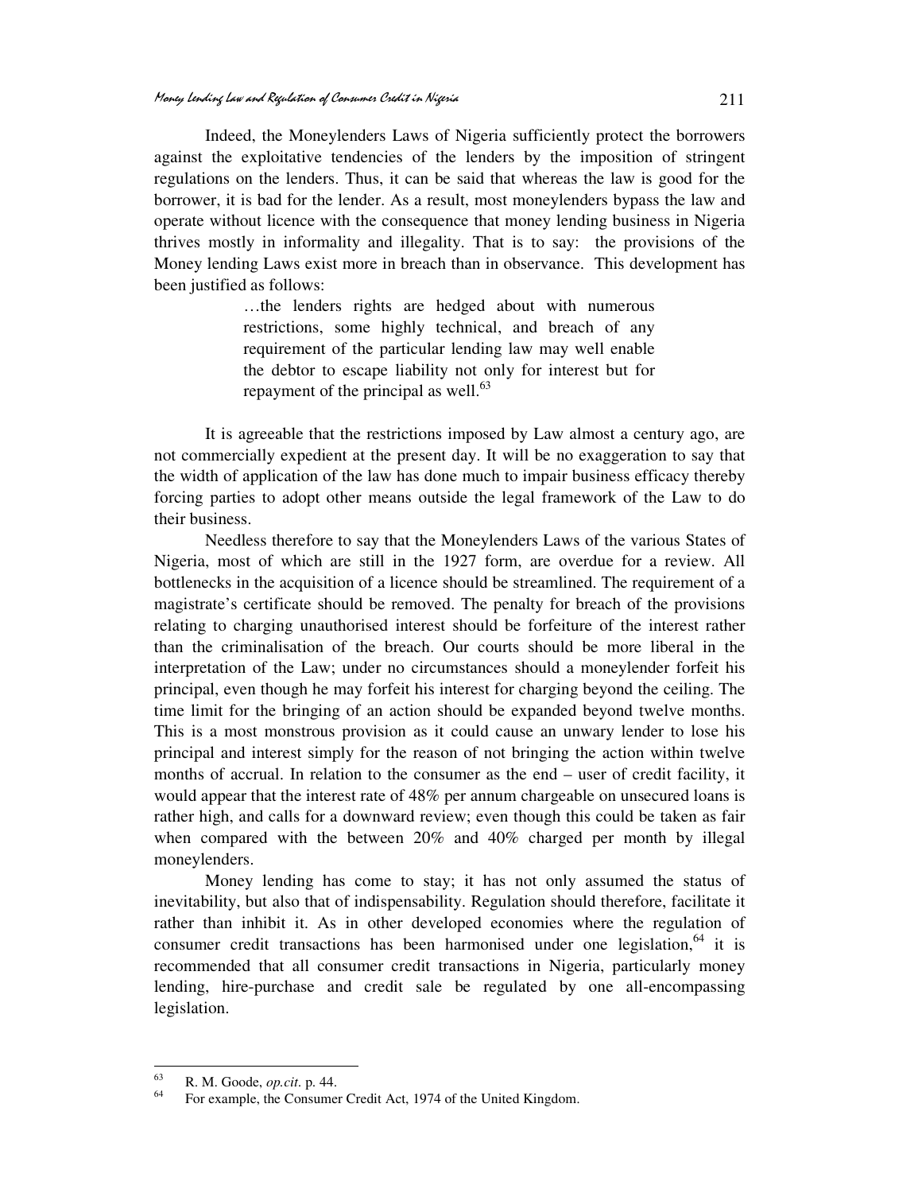Indeed, the Moneylenders Laws of Nigeria sufficiently protect the borrowers against the exploitative tendencies of the lenders by the imposition of stringent regulations on the lenders. Thus, it can be said that whereas the law is good for the borrower, it is bad for the lender. As a result, most moneylenders bypass the law and operate without licence with the consequence that money lending business in Nigeria thrives mostly in informality and illegality. That is to say: the provisions of the Money lending Laws exist more in breach than in observance. This development has been justified as follows:

> …the lenders rights are hedged about with numerous restrictions, some highly technical, and breach of any requirement of the particular lending law may well enable the debtor to escape liability not only for interest but for repayment of the principal as well.[63]

It is agreeable that the restrictions imposed by Law almost a century ago, are not commercially expedient at the present day. It will be no exaggeration to say that the width of application of the law has done much to impair business efficacy thereby forcing parties to adopt other means outside the legal framework of the Law to do their business.

Needless therefore to say that the Moneylenders Laws of the various States of Nigeria, most of which are still in the 1927 form, are overdue for a review. All bottlenecks in the acquisition of a licence should be streamlined. The requirement of a magistrate's certificate should be removed. The penalty for breach of the provisions relating to charging unauthorised interest should be forfeiture of the interest rather than the criminalisation of the breach. Our courts should be more liberal in the interpretation of the Law; under no circumstances should a moneylender forfeit his principal, even though he may forfeit his interest for charging beyond the ceiling. The time limit for the bringing of an action should be expanded beyond twelve months. This is a most monstrous provision as it could cause an unwary lender to lose his principal and interest simply for the reason of not bringing the action within twelve months of accrual. In relation to the consumer as the end – user of credit facility, it would appear that the interest rate of 48% per annum chargeable on unsecured loans is rather high, and calls for a downward review; even though this could be taken as fair when compared with the between 20% and 40% charged per month by illegal moneylenders.

Money lending has come to stay; it has not only assumed the status of inevitability, but also that of indispensability. Regulation should therefore, facilitate it rather than inhibit it. As in other developed economies where the regulation of consumer credit transactions has been harmonised under one legislation,[64] it is recommended that all consumer credit transactions in Nigeria, particularly money lending, hire-purchase and credit sale be regulated by one all-encompassing legislation.

---

[63] R. M. Goode, *op.cit*. p. 44.

[64] For example, the Consumer Credit Act, 1974 of the United Kingdom.